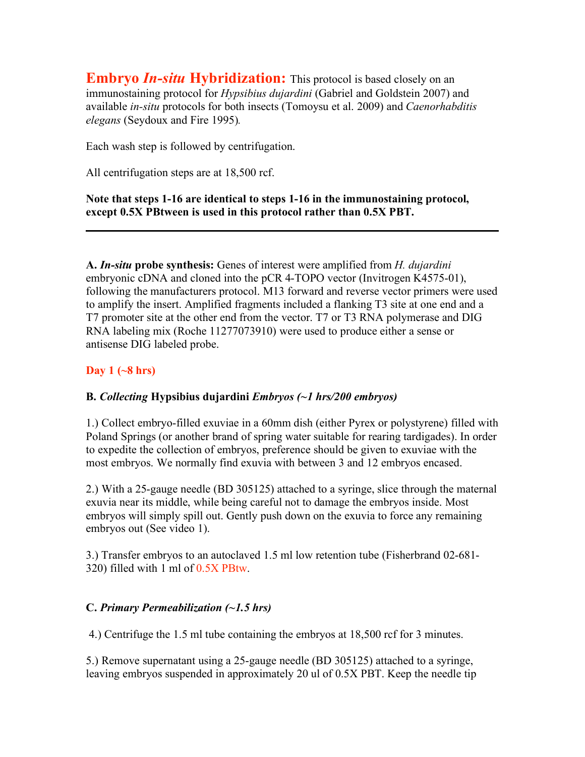# **Embryo *In-situ* Hybridization:** This protocol is based closely on an immunostaining protocol for *Hypsibius dujardini* (Gabriel and Goldstein 2007) and available *in-situ* protocols for both insects (Tomoysu et al. 2009) and *Caenorhabditis elegans* (Seydoux and Fire 1995).

Each wash step is followed by centrifugation.

All centrifugation steps are at 18,500 rcf.

**Note that steps 1-16 are identical to steps 1-16 in the immunostaining protocol, except 0.5X PBtween is used in this protocol rather than 0.5X PBT.**

---

**A. *In-situ* probe synthesis:** Genes of interest were amplified from *H. dujardini* embryonic cDNA and cloned into the pCR 4-TOPO vector (Invitrogen K4575-01), following the manufacturers protocol. M13 forward and reverse vector primers were used to amplify the insert. Amplified fragments included a flanking T3 site at one end and a T7 promoter site at the other end from the vector. T7 or T3 RNA polymerase and DIG RNA labeling mix (Roche 11277073910) were used to produce either a sense or antisense DIG labeled probe.

## Day 1 (~8 hrs)

### B. *Collecting* Hypsibius dujardini *Embryos (~1 hrs/200 embryos)*

1.) Collect embryo-filled exuviae in a 60mm dish (either Pyrex or polystyrene) filled with Poland Springs (or another brand of spring water suitable for rearing tardigades). In order to expedite the collection of embryos, preference should be given to exuviae with the most embryos. We normally find exuvia with between 3 and 12 embryos encased.

2.) With a 25-gauge needle (BD 305125) attached to a syringe, slice through the maternal exuvia near its middle, while being careful not to damage the embryos inside. Most embryos will simply spill out. Gently push down on the exuvia to force any remaining embryos out (See video 1).

3.) Transfer embryos to an autoclaved 1.5 ml low retention tube (Fisherbrand 02-681-320) filled with 1 ml of 0.5X PBtw.

### C. *Primary Permeabilization (~1.5 hrs)*

4.) Centrifuge the 1.5 ml tube containing the embryos at 18,500 rcf for 3 minutes.

5.) Remove supernatant using a 25-gauge needle (BD 305125) attached to a syringe, leaving embryos suspended in approximately 20 ul of 0.5X PBT. Keep the needle tip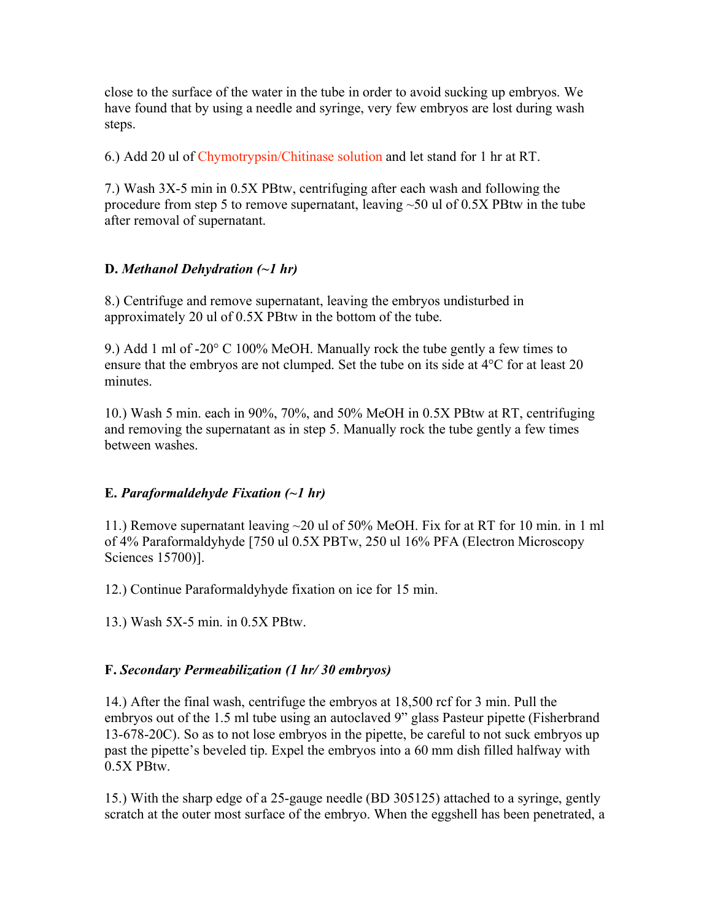close to the surface of the water in the tube in order to avoid sucking up embryos. We have found that by using a needle and syringe, very few embryos are lost during wash steps.

6.) Add 20 ul of Chymotrypsin/Chitinase solution and let stand for 1 hr at RT.

7.) Wash 3X-5 min in 0.5X PBtw, centrifuging after each wash and following the procedure from step 5 to remove supernatant, leaving ~50 ul of 0.5X PBtw in the tube after removal of supernatant.

**D.** ***Methanol Dehydration (~1 hr)***

8.) Centrifuge and remove supernatant, leaving the embryos undisturbed in approximately 20 ul of 0.5X PBtw in the bottom of the tube.

9.) Add 1 ml of -20° C 100% MeOH. Manually rock the tube gently a few times to ensure that the embryos are not clumped. Set the tube on its side at 4°C for at least 20 minutes.

10.) Wash 5 min. each in 90%, 70%, and 50% MeOH in 0.5X PBtw at RT, centrifuging and removing the supernatant as in step 5. Manually rock the tube gently a few times between washes.

**E.** ***Paraformaldehyde Fixation (~1 hr)***

11.) Remove supernatant leaving ~20 ul of 50% MeOH. Fix for at RT for 10 min. in 1 ml of 4% Paraformaldyhyde [750 ul 0.5X PBTw, 250 ul 16% PFA (Electron Microscopy Sciences 15700)].

12.) Continue Paraformaldyhyde fixation on ice for 15 min.

13.) Wash 5X-5 min. in 0.5X PBtw.

**F.** ***Secondary Permeabilization (1 hr/ 30 embryos)***

14.) After the final wash, centrifuge the embryos at 18,500 rcf for 3 min. Pull the embryos out of the 1.5 ml tube using an autoclaved 9" glass Pasteur pipette (Fisherbrand 13-678-20C). So as to not lose embryos in the pipette, be careful to not suck embryos up past the pipette's beveled tip. Expel the embryos into a 60 mm dish filled halfway with 0.5X PBtw.

15.) With the sharp edge of a 25-gauge needle (BD 305125) attached to a syringe, gently scratch at the outer most surface of the embryo. When the eggshell has been penetrated, a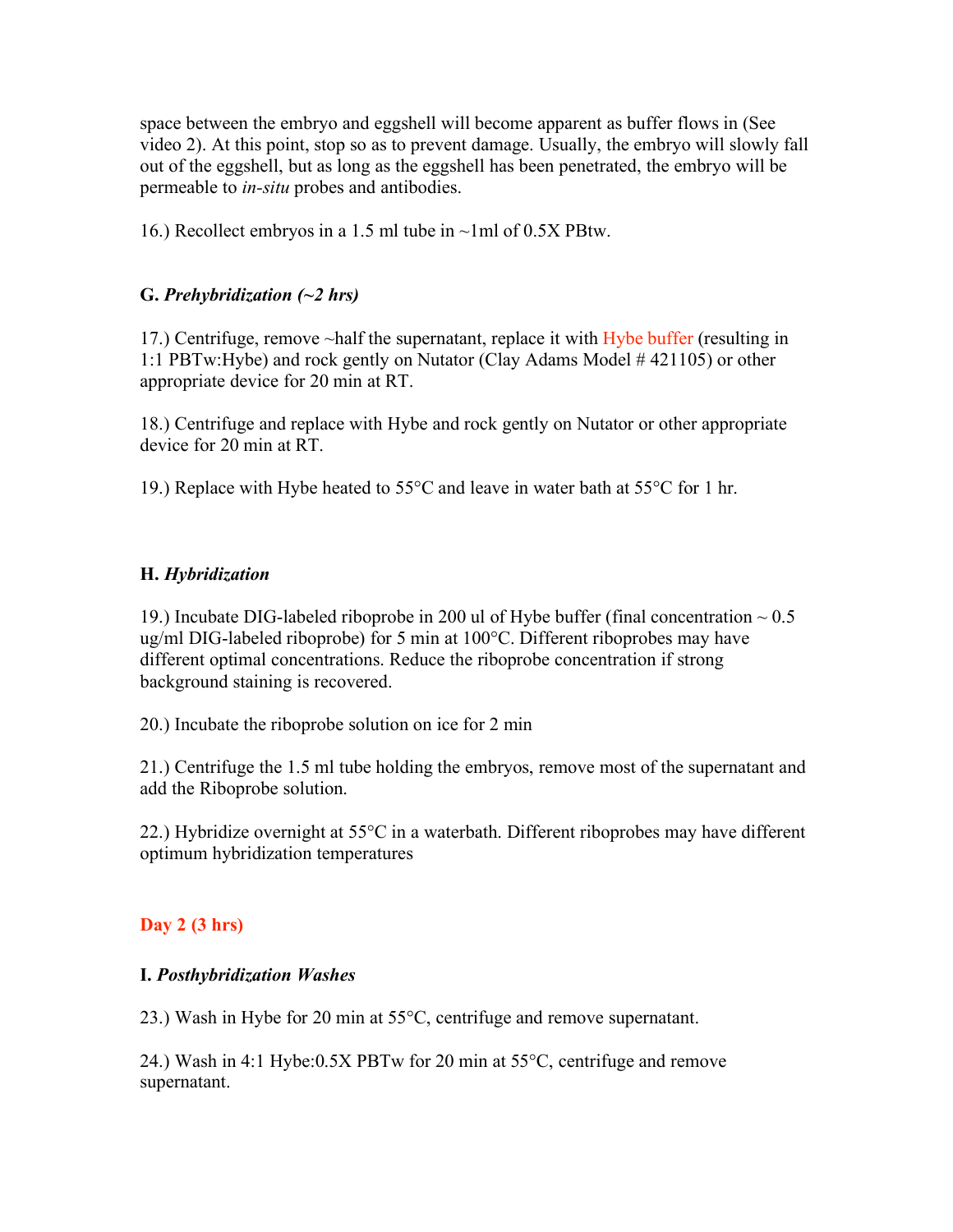space between the embryo and eggshell will become apparent as buffer flows in (See video 2). At this point, stop so as to prevent damage. Usually, the embryo will slowly fall out of the eggshell, but as long as the eggshell has been penetrated, the embryo will be permeable to *in-situ* probes and antibodies.

16.) Recollect embryos in a 1.5 ml tube in ~1ml of 0.5X PBtw.

### G. *Prehybridization (~2 hrs)*

17.) Centrifuge, remove ~half the supernatant, replace it with Hybe buffer (resulting in 1:1 PBTw:Hybe) and rock gently on Nutator (Clay Adams Model # 421105) or other appropriate device for 20 min at RT.

18.) Centrifuge and replace with Hybe and rock gently on Nutator or other appropriate device for 20 min at RT.

19.) Replace with Hybe heated to 55°C and leave in water bath at 55°C for 1 hr.

### H. *Hybridization*

19.) Incubate DIG-labeled riboprobe in 200 ul of Hybe buffer (final concentration ~ 0.5 ug/ml DIG-labeled riboprobe) for 5 min at 100°C. Different riboprobes may have different optimal concentrations. Reduce the riboprobe concentration if strong background staining is recovered.

20.) Incubate the riboprobe solution on ice for 2 min

21.) Centrifuge the 1.5 ml tube holding the embryos, remove most of the supernatant and add the Riboprobe solution.

22.) Hybridize overnight at 55°C in a waterbath. Different riboprobes may have different optimum hybridization temperatures

## Day 2 (3 hrs)

### I. *Posthybridization Washes*

23.) Wash in Hybe for 20 min at 55°C, centrifuge and remove supernatant.

24.) Wash in 4:1 Hybe:0.5X PBTw for 20 min at 55°C, centrifuge and remove supernatant.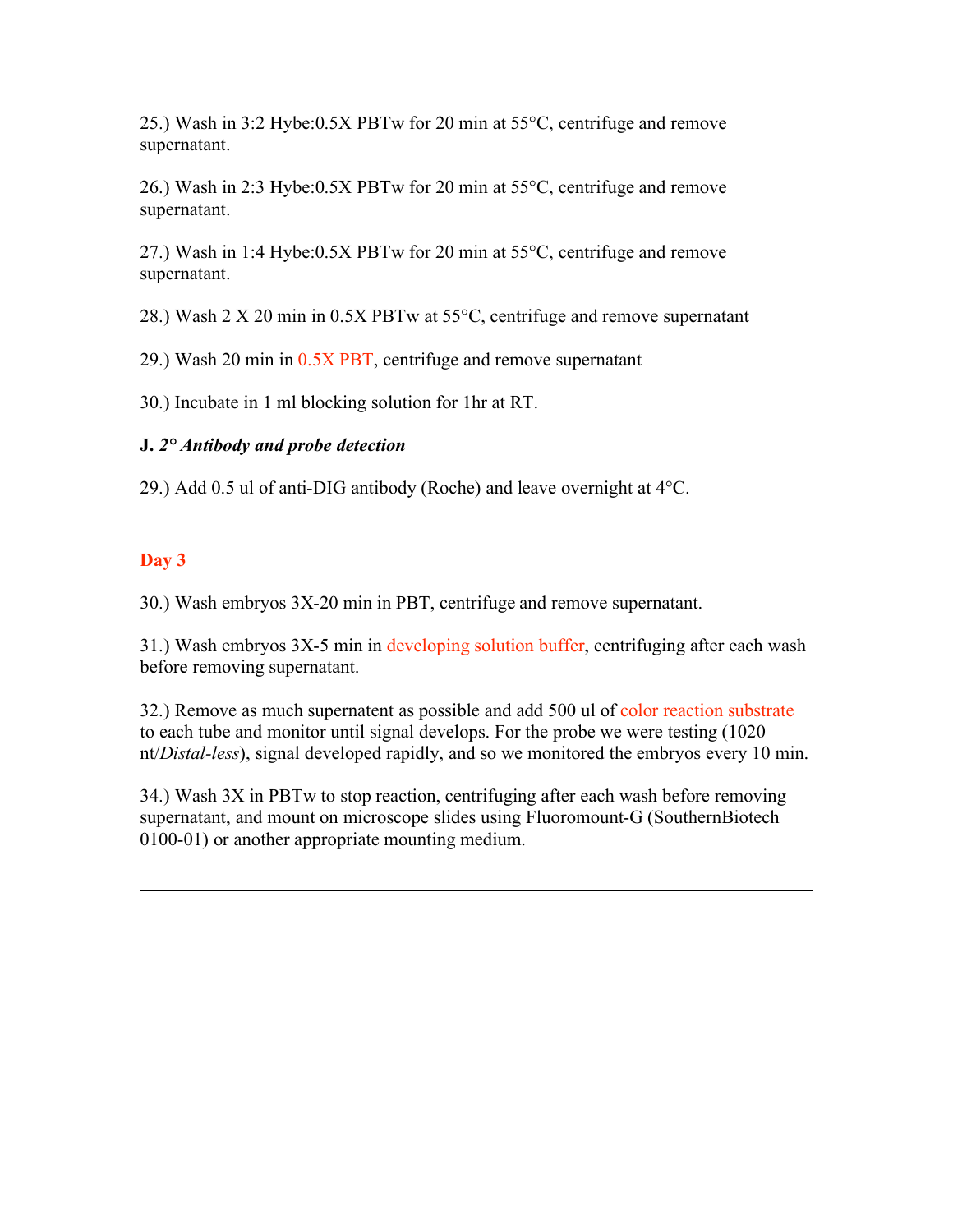25.) Wash in 3:2 Hybe:0.5X PBTw for 20 min at 55°C, centrifuge and remove supernatant.

26.) Wash in 2:3 Hybe:0.5X PBTw for 20 min at 55°C, centrifuge and remove supernatant.

27.) Wash in 1:4 Hybe:0.5X PBTw for 20 min at 55°C, centrifuge and remove supernatant.

28.) Wash 2 X 20 min in 0.5X PBTw at 55°C, centrifuge and remove supernatant

29.) Wash 20 min in 0.5X PBT, centrifuge and remove supernatant

30.) Incubate in 1 ml blocking solution for 1hr at RT.

**J.** ***2° Antibody and probe detection***

29.) Add 0.5 ul of anti-DIG antibody (Roche) and leave overnight at 4°C.

**Day 3**

30.) Wash embryos 3X-20 min in PBT, centrifuge and remove supernatant.

31.) Wash embryos 3X-5 min in developing solution buffer, centrifuging after each wash before removing supernatant.

32.) Remove as much supernatent as possible and add 500 ul of color reaction substrate to each tube and monitor until signal develops. For the probe we were testing (1020 nt/*Distal-less*), signal developed rapidly, and so we monitored the embryos every 10 min.

34.) Wash 3X in PBTw to stop reaction, centrifuging after each wash before removing supernatant, and mount on microscope slides using Fluoromount-G (SouthernBiotech 0100-01) or another appropriate mounting medium.

---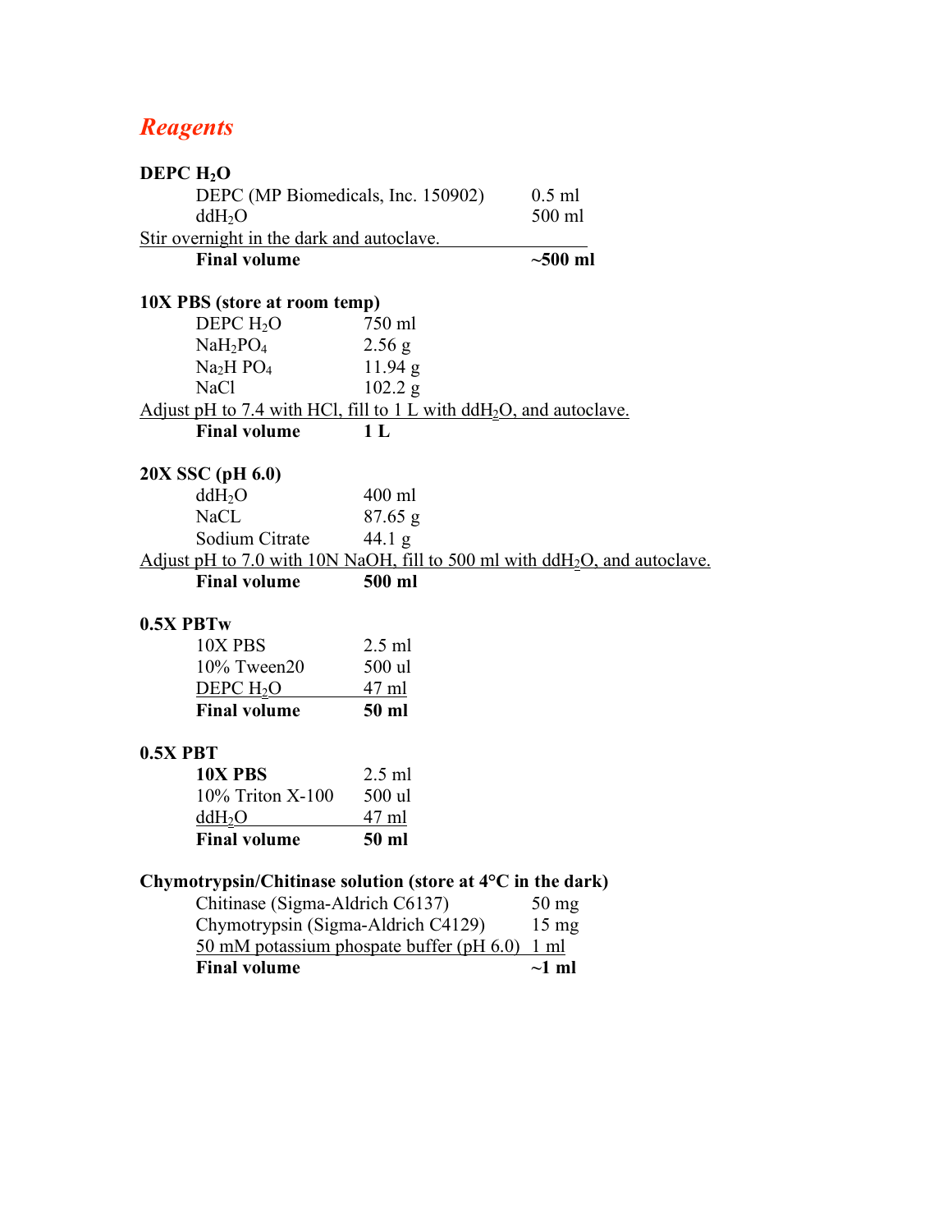# *Reagents*

**DEPC $H_2O$**

| | |
|---|---|
| DEPC (MP Biomedicals, Inc. 150902) | 0.5 ml |
| $ddH_2O$ | 500 ml |

Stir overnight in the dark and autoclave.

| | |
|---|---|
| **Final volume** | **~500 ml** |

**10X PBS (store at room temp)**

| | |
|---|---|
| DEPC $H_2O$ | 750 ml |
| $NaH_2PO_4$ | 2.56 g |
| $Na_2HPO_4$ | 11.94 g |
| NaCl | 102.2 g |

Adjust pH to 7.4 with HCl, fill to 1 L with $ddH_2O$, and autoclave.

| | |
|---|---|
| **Final volume** | **1 L** |

**20X SSC (pH 6.0)**

| | |
|---|---|
| $ddH_2O$ | 400 ml |
| NaCL | 87.65 g |
| Sodium Citrate | 44.1 g |

Adjust pH to 7.0 with 10N NaOH, fill to 500 ml with $ddH_2O$, and autoclave.

| | |
|---|---|
| **Final volume** | **500 ml** |

**0.5X PBTw**

| | |
|---|---|
| 10X PBS | 2.5 ml |
| 10% Tween20 | 500 ul |
| DEPC $H_2O$ | 47 ml |
| **Final volume** | **50 ml** |

**0.5X PBT**

| | |
|---|---|
| **10X PBS** | 2.5 ml |
| 10% Triton X-100 | 500 ul |
| $ddH_2O$ | 47 ml |
| **Final volume** | **50 ml** |

**Chymotrypsin/Chitinase solution (store at 4°C in the dark)**

| | |
|---|---|
| Chitinase (Sigma-Aldrich C6137) | 50 mg |
| Chymotrypsin (Sigma-Aldrich C4129) | 15 mg |
| 50 mM potassium phospate buffer (pH 6.0) | 1 ml |
| **Final volume** | **~1 ml** |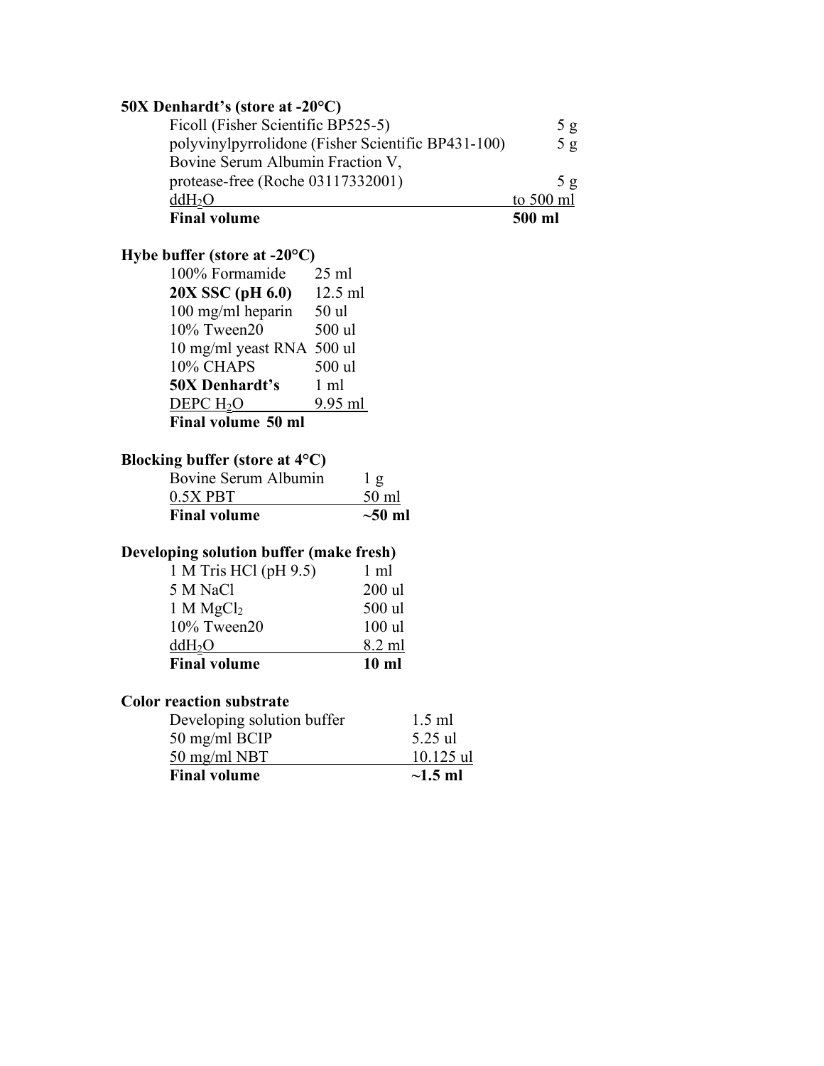**50X Denhardt's (store at -20°C)**

| | |
|---|---|
| Ficoll (Fisher Scientific BP525-5) | 5 g |
| polyvinylpyrrolidone (Fisher Scientific BP431-100) | 5 g |
| Bovine Serum Albumin Fraction V, protease-free (Roche 03117332001) | 5 g |
| $ddH_2O$ | to 500 ml |
| **Final volume** | **500 ml** |

**Hybe buffer (store at -20°C)**

| | |
|---|---|
| 100% Formamide | 25 ml |
| **20X SSC (pH 6.0)** | 12.5 ml |
| 100 mg/ml heparin | 50 ul |
| 10% Tween20 | 500 ul |
| 10 mg/ml yeast RNA | 500 ul |
| 10% CHAPS | 500 ul |
| **50X Denhardt's** | 1 ml |
| DEPC $H_2O$ | 9.95 ml |
| **Final volume** | **50 ml** |

**Blocking buffer (store at 4°C)**

| | |
|---|---|
| Bovine Serum Albumin | 1 g |
| 0.5X PBT | 50 ml |
| **Final volume** | **~50 ml** |

**Developing solution buffer (make fresh)**

| | |
|---|---|
| 1 M Tris HCl (pH 9.5) | 1 ml |
| 5 M NaCl | 200 ul |
| 1 M $MgCl_2$ | 500 ul |
| 10% Tween20 | 100 ul |
| $ddH_2O$ | 8.2 ml |
| **Final volume** | **10 ml** |

**Color reaction substrate**

| | |
|---|---|
| Developing solution buffer | 1.5 ml |
| 50 mg/ml BCIP | 5.25 ul |
| 50 mg/ml NBT | 10.125 ul |
| **Final volume** | **~1.5 ml** |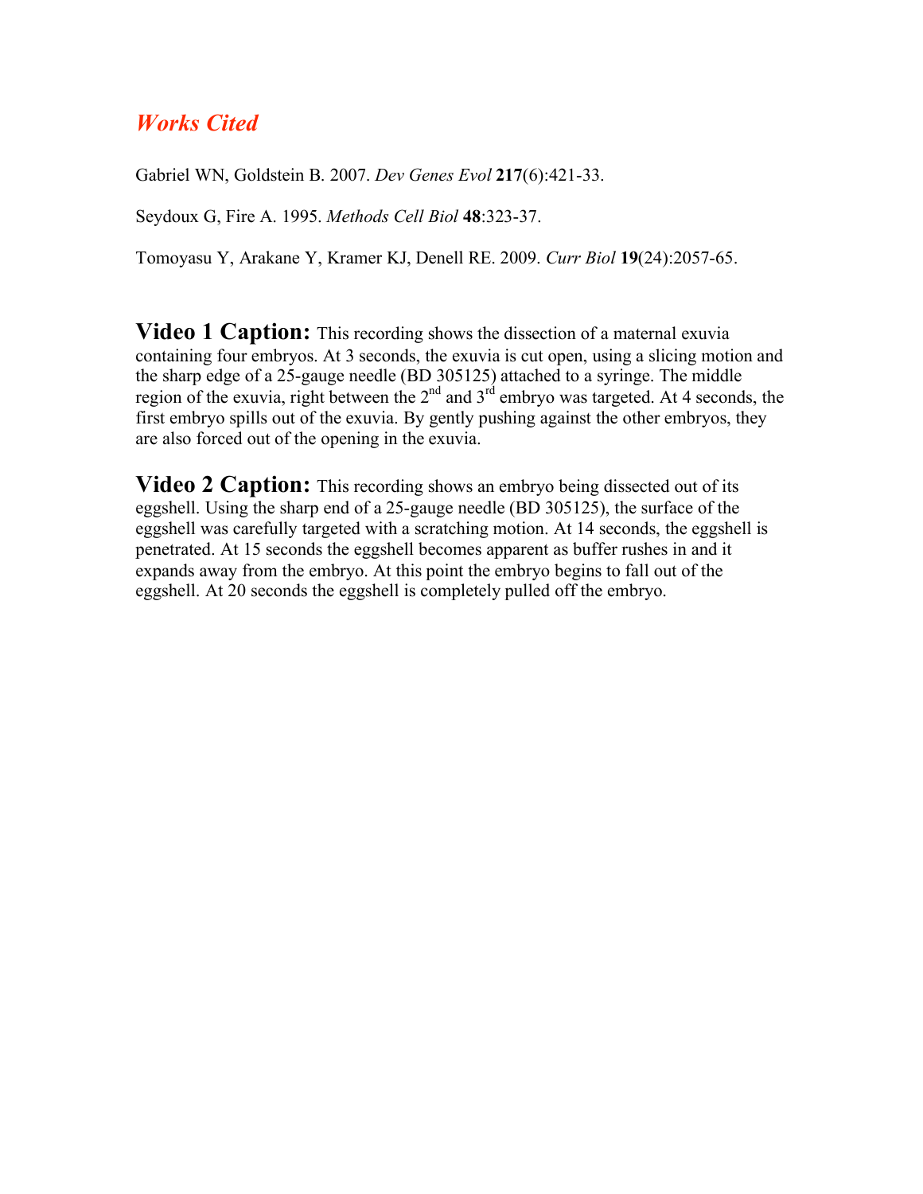## *Works Cited*

Gabriel WN, Goldstein B. 2007. *Dev Genes Evol* **217**(6):421-33.

Seydoux G, Fire A. 1995. *Methods Cell Biol* **48**:323-37.

Tomoyasu Y, Arakane Y, Kramer KJ, Denell RE. 2009. *Curr Biol* **19**(24):2057-65.

**Video 1 Caption:** This recording shows the dissection of a maternal exuvia containing four embryos. At 3 seconds, the exuvia is cut open, using a slicing motion and the sharp edge of a 25-gauge needle (BD 305125) attached to a syringe. The middle region of the exuvia, right between the 2nd and 3rd embryo was targeted. At 4 seconds, the first embryo spills out of the exuvia. By gently pushing against the other embryos, they are also forced out of the opening in the exuvia.

**Video 2 Caption:** This recording shows an embryo being dissected out of its eggshell. Using the sharp end of a 25-gauge needle (BD 305125), the surface of the eggshell was carefully targeted with a scratching motion. At 14 seconds, the eggshell is penetrated. At 15 seconds the eggshell becomes apparent as buffer rushes in and it expands away from the embryo. At this point the embryo begins to fall out of the eggshell. At 20 seconds the eggshell is completely pulled off the embryo.